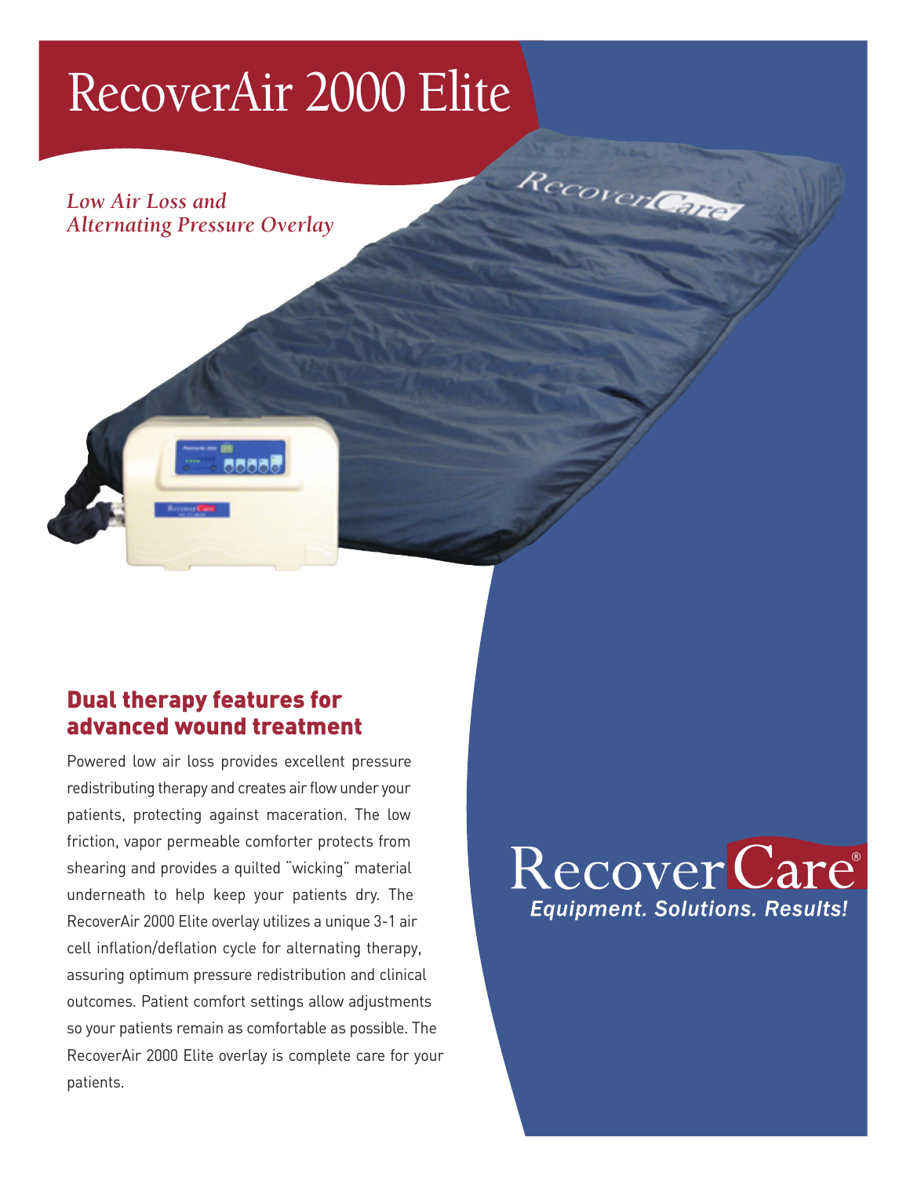# RecoverAir 2000 Elite

*Low Air Loss and Alternating Pressure Overlay*

## Dual therapy features for advanced wound treatment

Powered low air loss provides excellent pressure redistributing therapy and creates air flow under your patients, protecting against maceration. The low friction, vapor permeable comforter protects from shearing and provides a quilted "wicking" material underneath to help keep your patients dry. The RecoverAir 2000 Elite overlay utilizes a unique 3-1 air cell inflation/deflation cycle for alternating therapy, assuring optimum pressure redistribution and clinical outcomes. Patient comfort settings allow adjustments so your patients remain as comfortable as possible. The RecoverAir 2000 Elite overlay is complete care for your patients.

RecoverCare®

*Equipment. Solutions. Results!*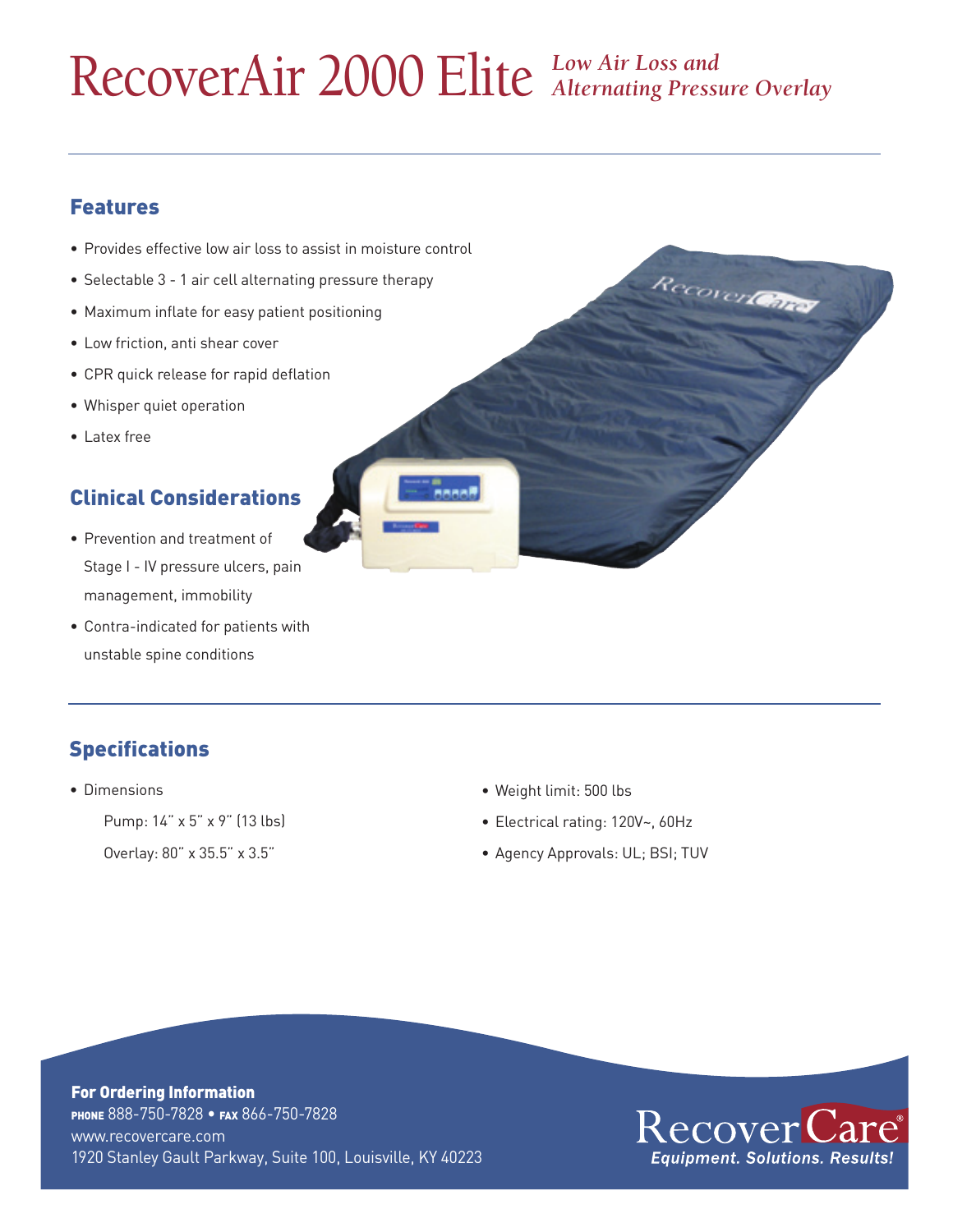# RecoverAir 2000 Elite *Low Air Loss and Alternating Pressure Overlay*

## Features

- Provides effective low air loss to assist in moisture control
- Selectable 3 - 1 air cell alternating pressure therapy
- Maximum inflate for easy patient positioning
- Low friction, anti shear cover
- CPR quick release for rapid deflation
- Whisper quiet operation
- Latex free

## Clinical Considerations

- Prevention and treatment of Stage I - IV pressure ulcers, pain management, immobility
- Contra-indicated for patients with unstable spine conditions

## Specifications

- Dimensions

  Pump: 14" x 5" x 9" (13 lbs)

  Overlay: 80" x 35.5" x 3.5"
- Weight limit: 500 lbs
- Electrical rating: 120V~, 60Hz
- Agency Approvals: UL; BSI; TUV

**For Ordering Information**
**PHONE** 888-750-7828 • **FAX** 866-750-7828
www.recovercare.com
1920 Stanley Gault Parkway, Suite 100, Louisville, KY 40223

RecoverCare®
*Equipment. Solutions. Results!*